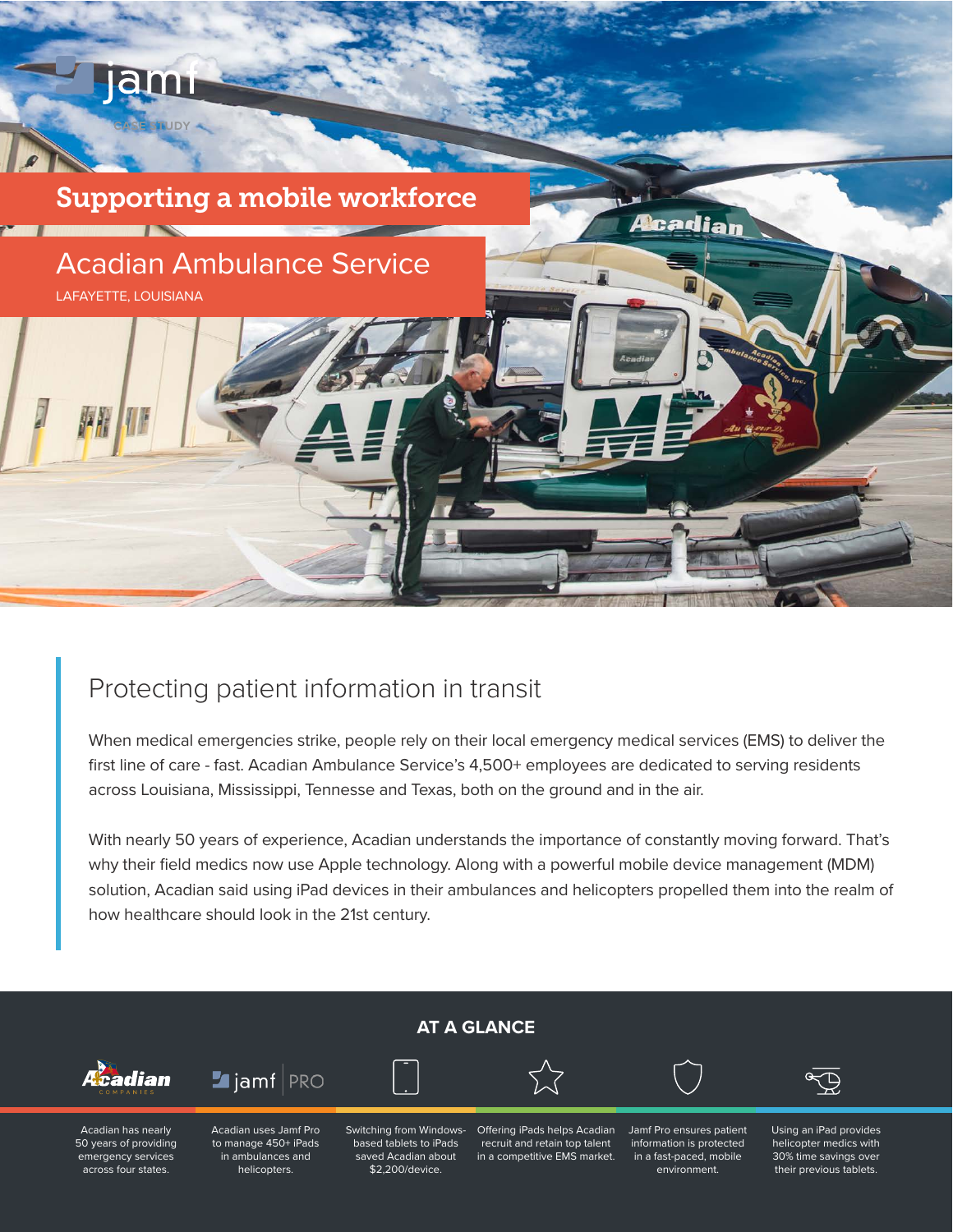jamf

CASE STUDY

# Supporting a mobile workforce

## Acadian Ambulance Service

LAFAYETTE, LOUISIANA

## Protecting patient information in transit

When medical emergencies strike, people rely on their local emergency medical services (EMS) to deliver the first line of care - fast. Acadian Ambulance Service's 4,500+ employees are dedicated to serving residents across Louisiana, Mississippi, Tennesse and Texas, both on the ground and in the air.

With nearly 50 years of experience, Acadian understands the importance of constantly moving forward. That's why their field medics now use Apple technology. Along with a powerful mobile device management (MDM) solution, Acadian said using iPad devices in their ambulances and helicopters propelled them into the realm of how healthcare should look in the 21st century.

### AT A GLANCE

- Acadian has nearly 50 years of providing emergency services across four states.
- Acadian uses Jamf Pro to manage 450+ iPads in ambulances and helicopters.
- Switching from Windows-based tablets to iPads saved Acadian about $2,200/device.
- Offering iPads helps Acadian recruit and retain top talent in a competitive EMS market.
- Jamf Pro ensures patient information is protected in a fast-paced, mobile environment.
- Using an iPad provides helicopter medics with 30% time savings over their previous tablets.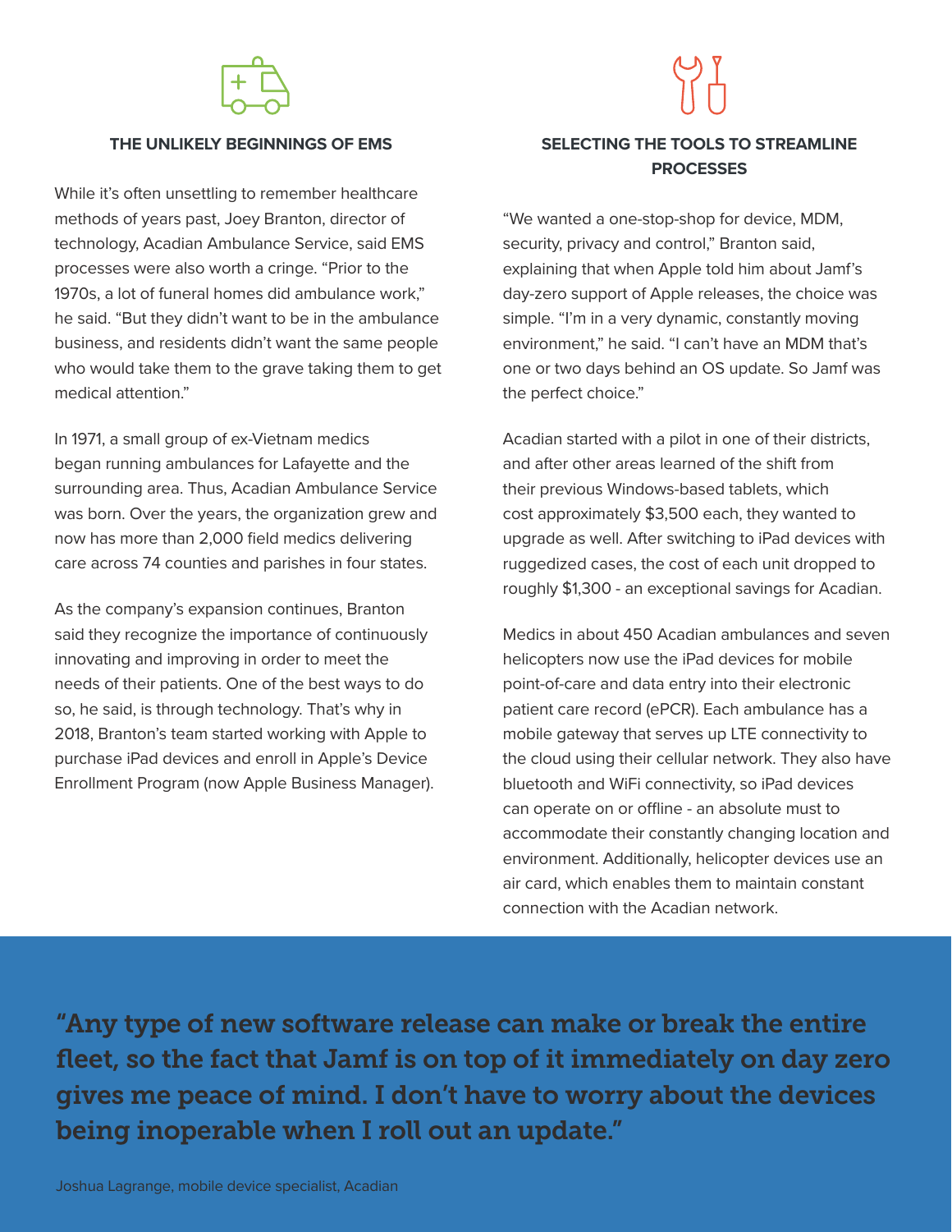## THE UNLIKELY BEGINNINGS OF EMS

While it's often unsettling to remember healthcare methods of years past, Joey Branton, director of technology, Acadian Ambulance Service, said EMS processes were also worth a cringe. "Prior to the 1970s, a lot of funeral homes did ambulance work," he said. "But they didn't want to be in the ambulance business, and residents didn't want the same people who would take them to the grave taking them to get medical attention."

In 1971, a small group of ex-Vietnam medics began running ambulances for Lafayette and the surrounding area. Thus, Acadian Ambulance Service was born. Over the years, the organization grew and now has more than 2,000 field medics delivering care across 74 counties and parishes in four states.

As the company's expansion continues, Branton said they recognize the importance of continuously innovating and improving in order to meet the needs of their patients. One of the best ways to do so, he said, is through technology. That's why in 2018, Branton's team started working with Apple to purchase iPad devices and enroll in Apple's Device Enrollment Program (now Apple Business Manager).

## SELECTING THE TOOLS TO STREAMLINE PROCESSES

"We wanted a one-stop-shop for device, MDM, security, privacy and control," Branton said, explaining that when Apple told him about Jamf's day-zero support of Apple releases, the choice was simple. "I'm in a very dynamic, constantly moving environment," he said. "I can't have an MDM that's one or two days behind an OS update. So Jamf was the perfect choice."

Acadian started with a pilot in one of their districts, and after other areas learned of the shift from their previous Windows-based tablets, which cost approximately $3,500 each, they wanted to upgrade as well. After switching to iPad devices with ruggedized cases, the cost of each unit dropped to roughly $1,300 - an exceptional savings for Acadian.

Medics in about 450 Acadian ambulances and seven helicopters now use the iPad devices for mobile point-of-care and data entry into their electronic patient care record (ePCR). Each ambulance has a mobile gateway that serves up LTE connectivity to the cloud using their cellular network. They also have bluetooth and WiFi connectivity, so iPad devices can operate on or offline - an absolute must to accommodate their constantly changing location and environment. Additionally, helicopter devices use an air card, which enables them to maintain constant connection with the Acadian network.

> **"Any type of new software release can make or break the entire fleet, so the fact that Jamf is on top of it immediately on day zero gives me peace of mind. I don't have to worry about the devices being inoperable when I roll out an update."**
>
> Joshua Lagrange, mobile device specialist, Acadian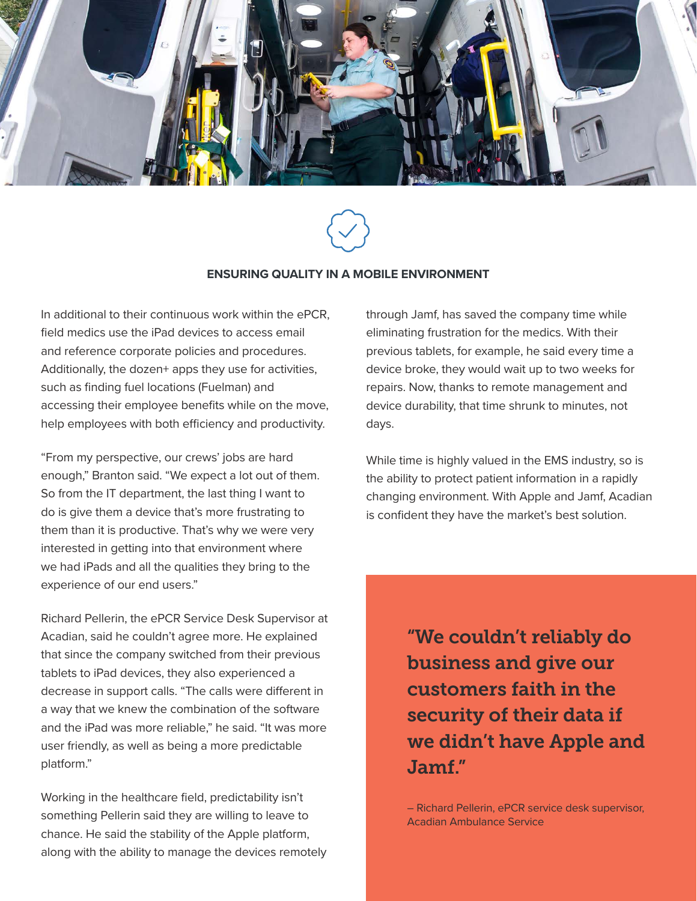## ENSURING QUALITY IN A MOBILE ENVIRONMENT

In additional to their continuous work within the ePCR, field medics use the iPad devices to access email and reference corporate policies and procedures. Additionally, the dozen+ apps they use for activities, such as finding fuel locations (Fuelman) and accessing their employee benefits while on the move, help employees with both efficiency and productivity.

"From my perspective, our crews' jobs are hard enough," Branton said. "We expect a lot out of them. So from the IT department, the last thing I want to do is give them a device that's more frustrating to them than it is productive. That's why we were very interested in getting into that environment where we had iPads and all the qualities they bring to the experience of our end users."

Richard Pellerin, the ePCR Service Desk Supervisor at Acadian, said he couldn't agree more. He explained that since the company switched from their previous tablets to iPad devices, they also experienced a decrease in support calls. "The calls were different in a way that we knew the combination of the software and the iPad was more reliable," he said. "It was more user friendly, as well as being a more predictable platform."

Working in the healthcare field, predictability isn't something Pellerin said they are willing to leave to chance. He said the stability of the Apple platform, along with the ability to manage the devices remotely through Jamf, has saved the company time while eliminating frustration for the medics. With their previous tablets, for example, he said every time a device broke, they would wait up to two weeks for repairs. Now, thanks to remote management and device durability, that time shrunk to minutes, not days.

While time is highly valued in the EMS industry, so is the ability to protect patient information in a rapidly changing environment. With Apple and Jamf, Acadian is confident they have the market's best solution.

> **"We couldn't reliably do business and give our customers faith in the security of their data if we didn't have Apple and Jamf."**
>
> – Richard Pellerin, ePCR service desk supervisor, Acadian Ambulance Service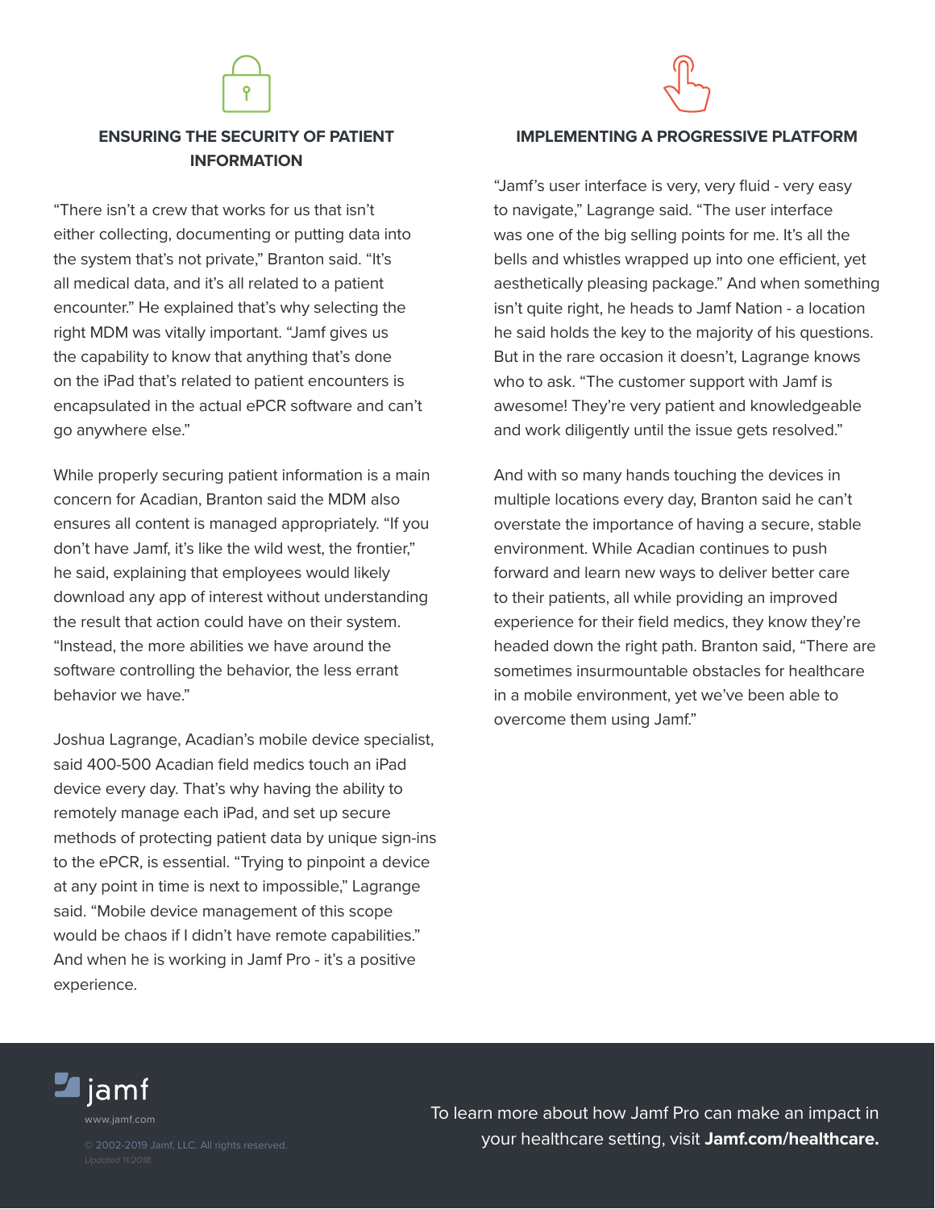## ENSURING THE SECURITY OF PATIENT INFORMATION

"There isn't a crew that works for us that isn't either collecting, documenting or putting data into the system that's not private," Branton said. "It's all medical data, and it's all related to a patient encounter." He explained that's why selecting the right MDM was vitally important. "Jamf gives us the capability to know that anything that's done on the iPad that's related to patient encounters is encapsulated in the actual ePCR software and can't go anywhere else."

While properly securing patient information is a main concern for Acadian, Branton said the MDM also ensures all content is managed appropriately. "If you don't have Jamf, it's like the wild west, the frontier," he said, explaining that employees would likely download any app of interest without understanding the result that action could have on their system. "Instead, the more abilities we have around the software controlling the behavior, the less errant behavior we have."

Joshua Lagrange, Acadian's mobile device specialist, said 400-500 Acadian field medics touch an iPad device every day. That's why having the ability to remotely manage each iPad, and set up secure methods of protecting patient data by unique sign-ins to the ePCR, is essential. "Trying to pinpoint a device at any point in time is next to impossible," Lagrange said. "Mobile device management of this scope would be chaos if I didn't have remote capabilities." And when he is working in Jamf Pro - it's a positive experience.

## IMPLEMENTING A PROGRESSIVE PLATFORM

"Jamf's user interface is very, very fluid - very easy to navigate," Lagrange said. "The user interface was one of the big selling points for me. It's all the bells and whistles wrapped up into one efficient, yet aesthetically pleasing package." And when something isn't quite right, he heads to Jamf Nation - a location he said holds the key to the majority of his questions. But in the rare occasion it doesn't, Lagrange knows who to ask. "The customer support with Jamf is awesome! They're very patient and knowledgeable and work diligently until the issue gets resolved."

And with so many hands touching the devices in multiple locations every day, Branton said he can't overstate the importance of having a secure, stable environment. While Acadian continues to push forward and learn new ways to deliver better care to their patients, all while providing an improved experience for their field medics, they know they're headed down the right path. Branton said, "There are sometimes insurmountable obstacles for healthcare in a mobile environment, yet we've been able to overcome them using Jamf."

jamf

www.jamf.com

© 2002-2019 Jamf, LLC. All rights reserved.

*Updated 11/2018.*

To learn more about how Jamf Pro can make an impact in your healthcare setting, visit **Jamf.com/healthcare.**